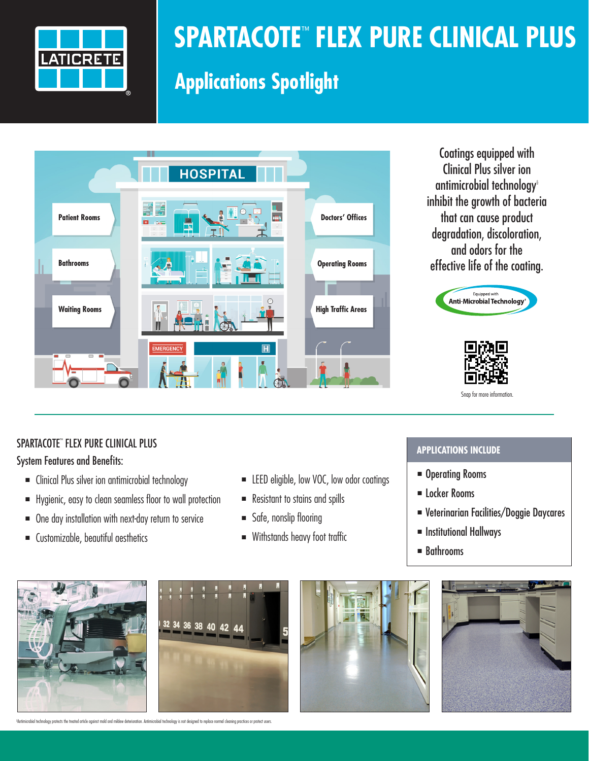# SPARTACOTE™ FLEX PURE CLINICAL PLUS

## Applications Spotlight

Patient Rooms

Bathrooms

Waiting Rooms

Doctors' Offices

Operating Rooms

High Traffic Areas

Coatings equipped with Clinical Plus silver ion antimicrobial technology§ inhibit the growth of bacteria that can cause product degradation, discoloration, and odors for the effective life of the coating.

Equipped with Anti-Microbial Technology§

Snap for more information.

### SPARTACOTE™ FLEX PURE CLINICAL PLUS

System Features and Benefits:

- Clinical Plus silver ion antimicrobial technology
- Hygienic, easy to clean seamless floor to wall protection
- One day installation with next-day return to service
- Customizable, beautiful aesthetics
- LEED eligible, low VOC, low odor coatings
- Resistant to stains and spills
- Safe, nonslip flooring
- Withstands heavy foot traffic

### APPLICATIONS INCLUDE

- Operating Rooms
- Locker Rooms
- Veterinarian Facilities/Doggie Daycares
- Institutional Hallways
- Bathrooms

§Antimicrobial technology protects the treated article against mold and mildew deterioration. Antimicrobial technology is not designed to replace normal cleaning practices or protect users.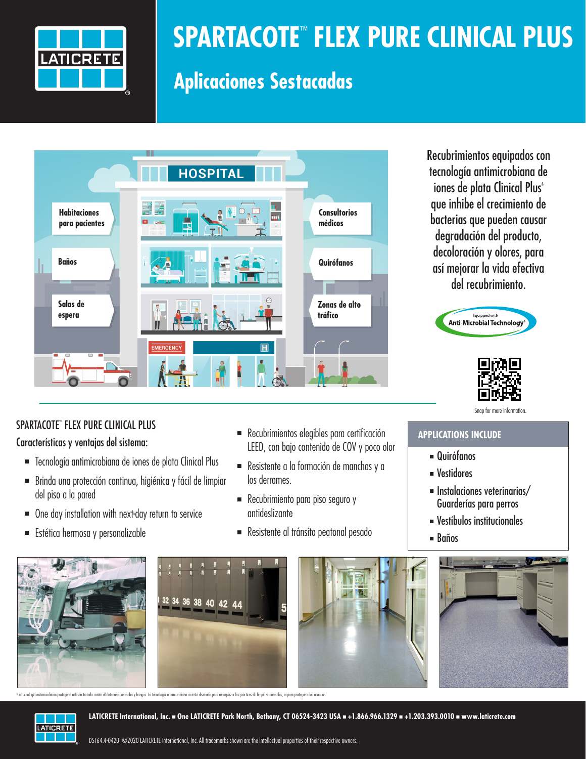# SPARTACOTE™ FLEX PURE CLINICAL PLUS

## Aplicaciones Sestacadas

HOSPITAL

Habitaciones para pacientes

Baños

Salas de espera

Consultorios médicos

Quirófanos

Zonas de alto tráfico

EMERGENCY

Recubrimientos equipados con tecnología antimicrobiana de iones de plata Clinical Plus§ que inhibe el crecimiento de bacterias que pueden causar degradación del producto, decoloración y olores, para así mejorar la vida efectiva del recubrimiento.

Equipped with Anti-Microbial Technology§

Snap for more information.

### SPARTACOTE™ FLEX PURE CLINICAL PLUS

Características y ventajas del sistema:

- Tecnología antimicrobiana de iones de plata Clinical Plus
- Brinda una protección continua, higiénica y fácil de limpiar del piso a la pared
- One day installation with next-day return to service
- Estética hermosa y personalizable
- Recubrimientos elegibles para certificación LEED, con bajo contenido de COV y poco olor
- Resistente a la formación de manchas y a los derrames.
- Recubrimiento para piso seguro y antideslizante
- Resistente al tránsito peatonal pesado

### APPLICATIONS INCLUDE

- Quirófanos
- Vestidores
- Instalaciones veterinarias/ Guarderías para perros
- Vestíbulos institucionales
- Baños

§La tecnología antimicrobiana protege el artículo tratado contra el deterioro por moho y hongos. La tecnología antimicrobiana no está diseñada para reemplazar las prácticas de limpieza normales, ni para proteger a los usuarios.

LATICRETE International, Inc. ■ One LATICRETE Park North, Bethany, CT 06524-3423 USA ■ +1.866.966.1329 ■ +1.203.393.0010 ■ www.laticrete.com

DS164.4-0420 ©2020 LATICRETE International, Inc. All trademarks shown are the intellectual properties of their respective owners.